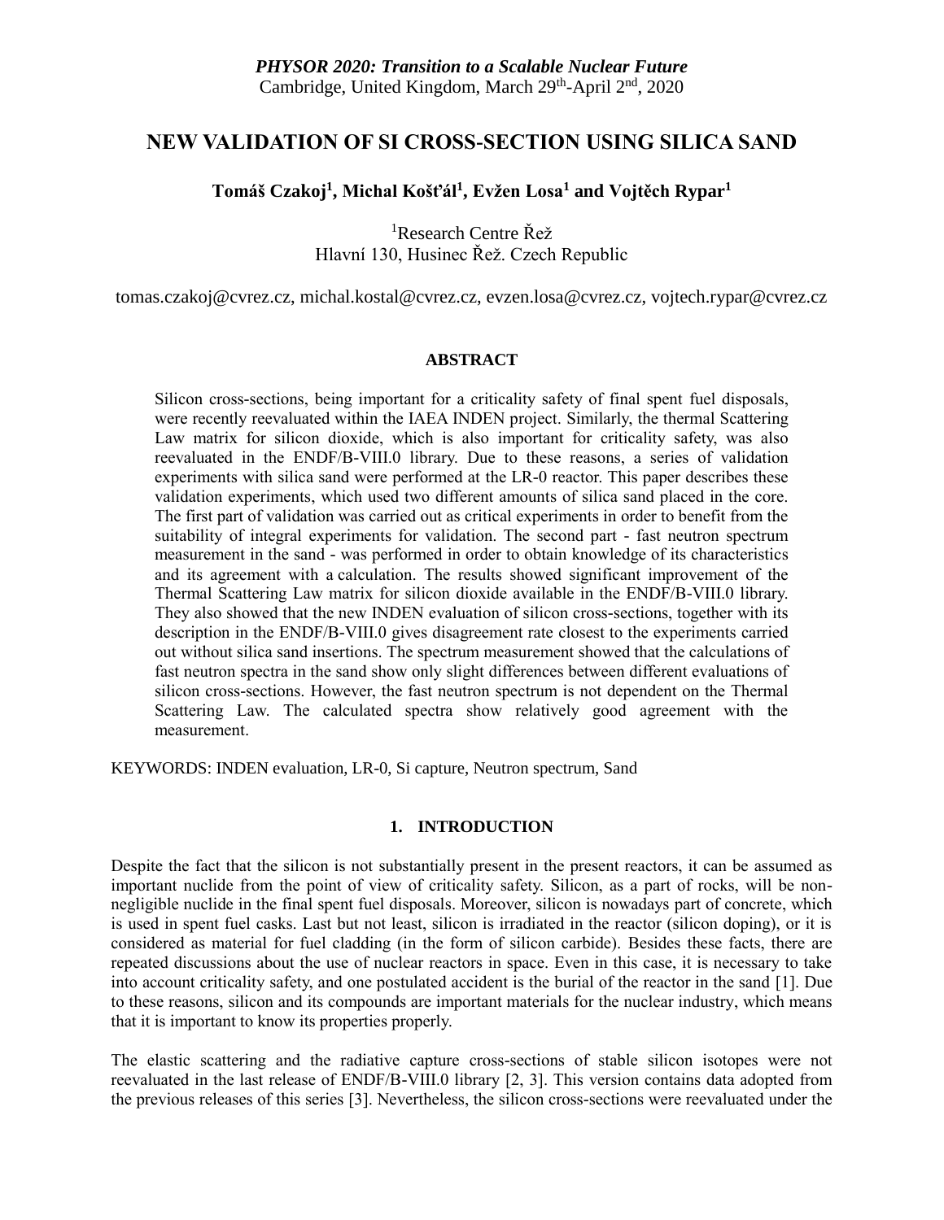*PHYSOR 2020: Transition to a Scalable Nuclear Future*
Cambridge, United Kingdom, March 29th-April 2nd, 2020

# NEW VALIDATION OF SI CROSS-SECTION USING SILICA SAND

**Tomáš Czakoj[1], Michal Košťál[1], Evžen Losa[1] and Vojtěch Rypar[1]**

[1]Research Centre Řež
Hlavní 130, Husinec Řež. Czech Republic

tomas.czakoj@cvrez.cz, michal.kostal@cvrez.cz, evzen.losa@cvrez.cz, vojtech.rypar@cvrez.cz

## ABSTRACT

Silicon cross-sections, being important for a criticality safety of final spent fuel disposals, were recently reevaluated within the IAEA INDEN project. Similarly, the thermal Scattering Law matrix for silicon dioxide, which is also important for criticality safety, was also reevaluated in the ENDF/B-VIII.0 library. Due to these reasons, a series of validation experiments with silica sand were performed at the LR-0 reactor. This paper describes these validation experiments, which used two different amounts of silica sand placed in the core. The first part of validation was carried out as critical experiments in order to benefit from the suitability of integral experiments for validation. The second part - fast neutron spectrum measurement in the sand - was performed in order to obtain knowledge of its characteristics and its agreement with a calculation. The results showed significant improvement of the Thermal Scattering Law matrix for silicon dioxide available in the ENDF/B-VIII.0 library. They also showed that the new INDEN evaluation of silicon cross-sections, together with its description in the ENDF/B-VIII.0 gives disagreement rate closest to the experiments carried out without silica sand insertions. The spectrum measurement showed that the calculations of fast neutron spectra in the sand show only slight differences between different evaluations of silicon cross-sections. However, the fast neutron spectrum is not dependent on the Thermal Scattering Law. The calculated spectra show relatively good agreement with the measurement.

KEYWORDS: INDEN evaluation, LR-0, Si capture, Neutron spectrum, Sand

## 1. INTRODUCTION

Despite the fact that the silicon is not substantially present in the present reactors, it can be assumed as important nuclide from the point of view of criticality safety. Silicon, as a part of rocks, will be non-negligible nuclide in the final spent fuel disposals. Moreover, silicon is nowadays part of concrete, which is used in spent fuel casks. Last but not least, silicon is irradiated in the reactor (silicon doping), or it is considered as material for fuel cladding (in the form of silicon carbide). Besides these facts, there are repeated discussions about the use of nuclear reactors in space. Even in this case, it is necessary to take into account criticality safety, and one postulated accident is the burial of the reactor in the sand [1]. Due to these reasons, silicon and its compounds are important materials for the nuclear industry, which means that it is important to know its properties properly.

The elastic scattering and the radiative capture cross-sections of stable silicon isotopes were not reevaluated in the last release of ENDF/B-VIII.0 library [2, 3]. This version contains data adopted from the previous releases of this series [3]. Nevertheless, the silicon cross-sections were reevaluated under the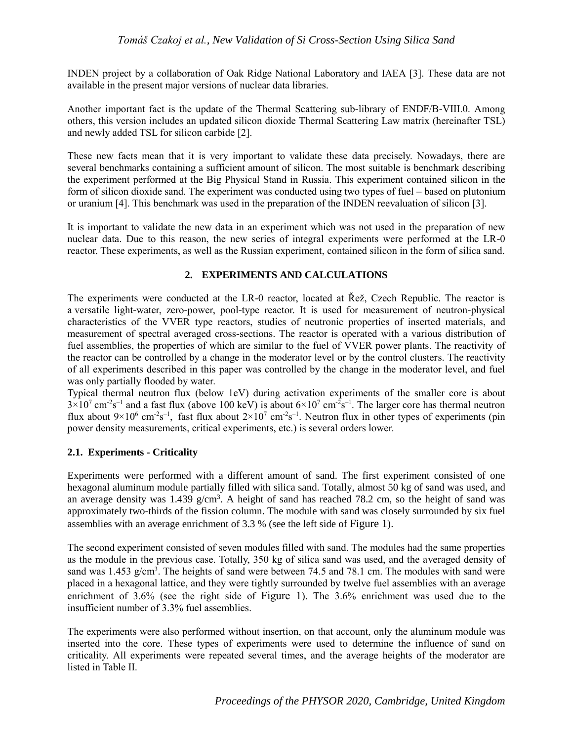INDEN project by a collaboration of Oak Ridge National Laboratory and IAEA [3]. These data are not available in the present major versions of nuclear data libraries.

Another important fact is the update of the Thermal Scattering sub-library of ENDF/B-VIII.0. Among others, this version includes an updated silicon dioxide Thermal Scattering Law matrix (hereinafter TSL) and newly added TSL for silicon carbide [2].

These new facts mean that it is very important to validate these data precisely. Nowadays, there are several benchmarks containing a sufficient amount of silicon. The most suitable is benchmark describing the experiment performed at the Big Physical Stand in Russia. This experiment contained silicon in the form of silicon dioxide sand. The experiment was conducted using two types of fuel – based on plutonium or uranium [4]. This benchmark was used in the preparation of the INDEN reevaluation of silicon [3].

It is important to validate the new data in an experiment which was not used in the preparation of new nuclear data. Due to this reason, the new series of integral experiments were performed at the LR-0 reactor. These experiments, as well as the Russian experiment, contained silicon in the form of silica sand.

## 2. EXPERIMENTS AND CALCULATIONS

The experiments were conducted at the LR-0 reactor, located at Řež, Czech Republic. The reactor is a versatile light-water, zero-power, pool-type reactor. It is used for measurement of neutron-physical characteristics of the VVER type reactors, studies of neutronic properties of inserted materials, and measurement of spectral averaged cross-sections. The reactor is operated with a various distribution of fuel assemblies, the properties of which are similar to the fuel of VVER power plants. The reactivity of the reactor can be controlled by a change in the moderator level or by the control clusters. The reactivity of all experiments described in this paper was controlled by the change in the moderator level, and fuel was only partially flooded by water.

Typical thermal neutron flux (below 1eV) during activation experiments of the smaller core is about $3\times10^{7}$ cm$^{-2}$s$^{-1}$ and a fast flux (above 100 keV) is about $6\times10^{7}$ cm$^{-2}$s$^{-1}$. The larger core has thermal neutron flux about $9\times10^{6}$ cm$^{-2}$s$^{-1}$, fast flux about $2\times10^{7}$ cm$^{-2}$s$^{-1}$. Neutron flux in other types of experiments (pin power density measurements, critical experiments, etc.) is several orders lower.

### 2.1. Experiments - Criticality

Experiments were performed with a different amount of sand. The first experiment consisted of one hexagonal aluminum module partially filled with silica sand. Totally, almost 50 kg of sand was used, and an average density was 1.439 g/cm$^{3}$. A height of sand has reached 78.2 cm, so the height of sand was approximately two-thirds of the fission column. The module with sand was closely surrounded by six fuel assemblies with an average enrichment of 3.3 % (see the left side of Figure 1).

The second experiment consisted of seven modules filled with sand. The modules had the same properties as the module in the previous case. Totally, 350 kg of silica sand was used, and the averaged density of sand was 1.453 g/cm$^{3}$. The heights of sand were between 74.5 and 78.1 cm. The modules with sand were placed in a hexagonal lattice, and they were tightly surrounded by twelve fuel assemblies with an average enrichment of 3.6% (see the right side of Figure 1). The 3.6% enrichment was used due to the insufficient number of 3.3% fuel assemblies.

The experiments were also performed without insertion, on that account, only the aluminum module was inserted into the core. These types of experiments were used to determine the influence of sand on criticality. All experiments were repeated several times, and the average heights of the moderator are listed in Table II.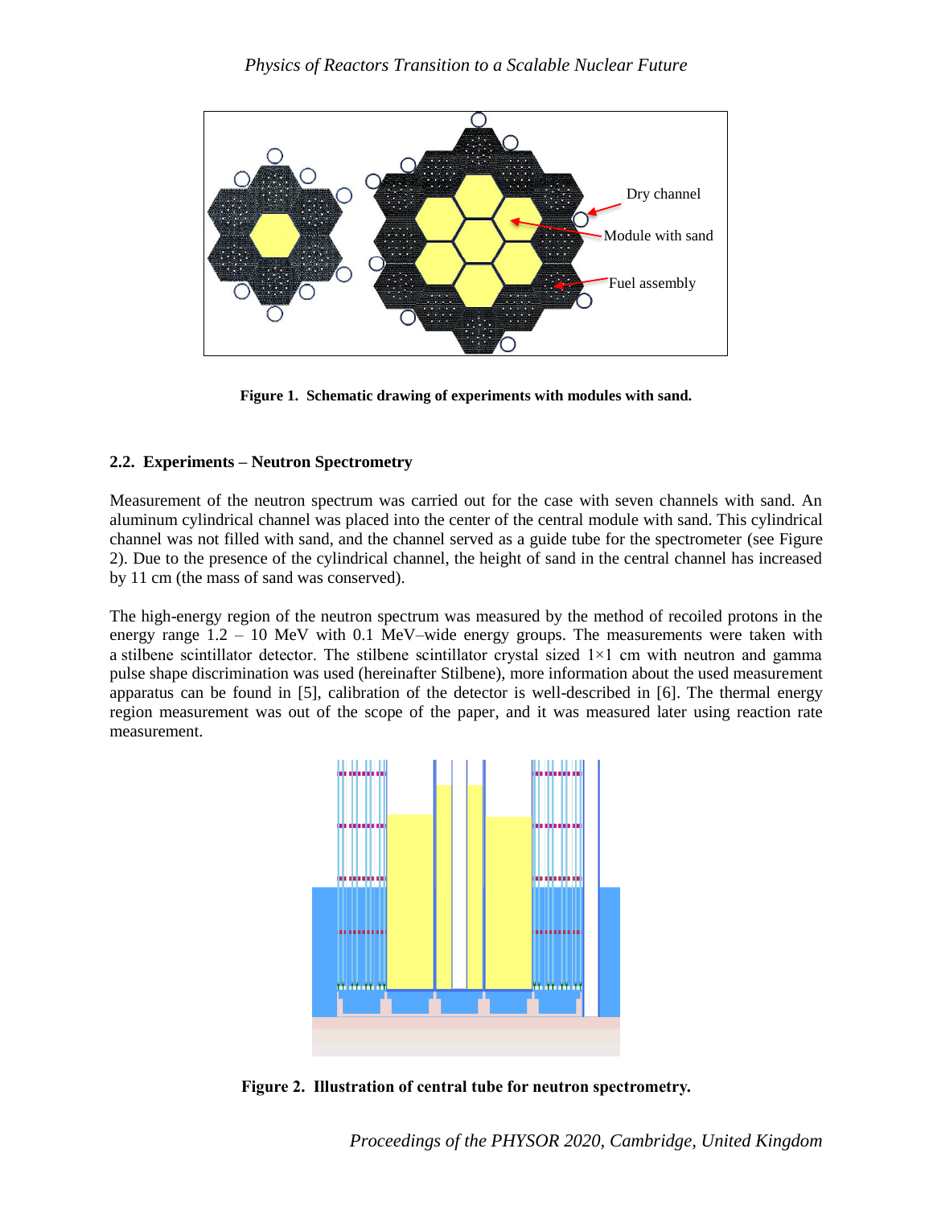Figure 1. Schematic drawing of experiments with modules with sand.

## 2.2. Experiments – Neutron Spectrometry

Measurement of the neutron spectrum was carried out for the case with seven channels with sand. An aluminum cylindrical channel was placed into the center of the central module with sand. This cylindrical channel was not filled with sand, and the channel served as a guide tube for the spectrometer (see Figure 2). Due to the presence of the cylindrical channel, the height of sand in the central channel has increased by 11 cm (the mass of sand was conserved).

The high-energy region of the neutron spectrum was measured by the method of recoiled protons in the energy range 1.2 – 10 MeV with 0.1 MeV–wide energy groups. The measurements were taken with a stilbene scintillator detector. The stilbene scintillator crystal sized 1×1 cm with neutron and gamma pulse shape discrimination was used (hereinafter Stilbene), more information about the used measurement apparatus can be found in [5], calibration of the detector is well-described in [6]. The thermal energy region measurement was out of the scope of the paper, and it was measured later using reaction rate measurement.

Figure 2. Illustration of central tube for neutron spectrometry.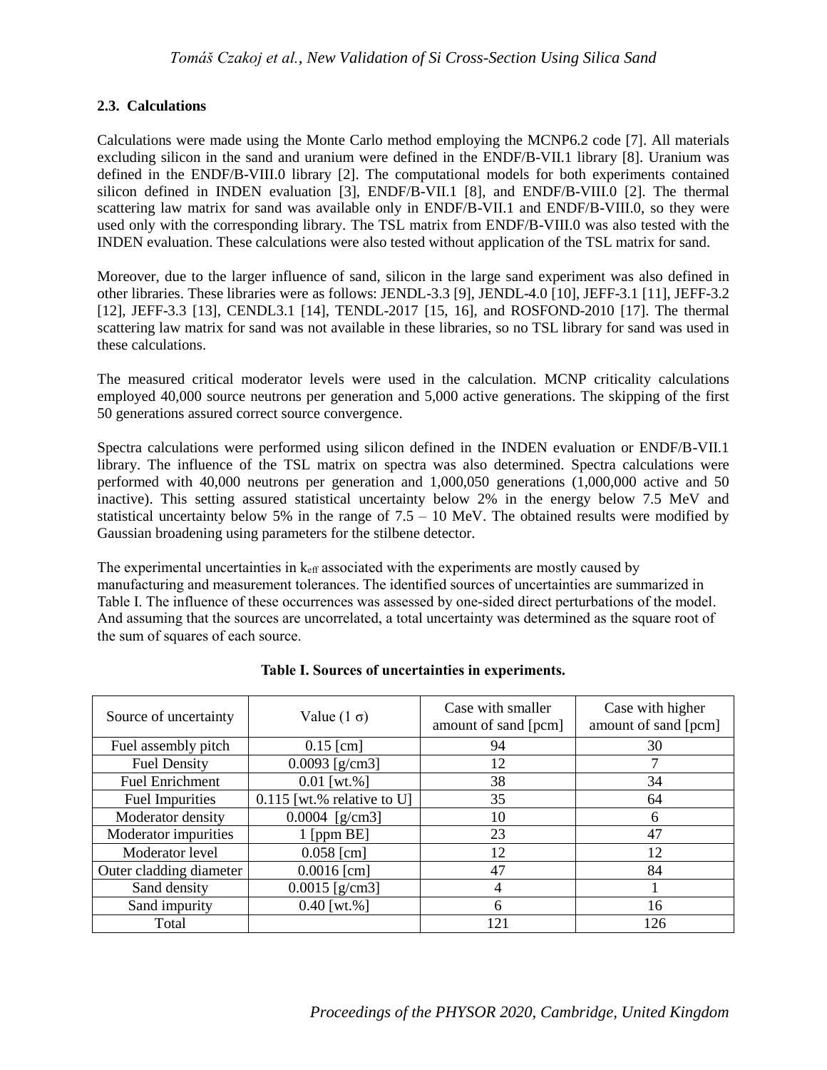### 2.3. Calculations

Calculations were made using the Monte Carlo method employing the MCNP6.2 code [7]. All materials excluding silicon in the sand and uranium were defined in the ENDF/B-VII.1 library [8]. Uranium was defined in the ENDF/B-VIII.0 library [2]. The computational models for both experiments contained silicon defined in INDEN evaluation [3], ENDF/B-VII.1 [8], and ENDF/B-VIII.0 [2]. The thermal scattering law matrix for sand was available only in ENDF/B-VII.1 and ENDF/B-VIII.0, so they were used only with the corresponding library. The TSL matrix from ENDF/B-VIII.0 was also tested with the INDEN evaluation. These calculations were also tested without application of the TSL matrix for sand.

Moreover, due to the larger influence of sand, silicon in the large sand experiment was also defined in other libraries. These libraries were as follows: JENDL-3.3 [9], JENDL-4.0 [10], JEFF-3.1 [11], JEFF-3.2 [12], JEFF-3.3 [13], CENDL3.1 [14], TENDL-2017 [15, 16], and ROSFOND-2010 [17]. The thermal scattering law matrix for sand was not available in these libraries, so no TSL library for sand was used in these calculations.

The measured critical moderator levels were used in the calculation. MCNP criticality calculations employed 40,000 source neutrons per generation and 5,000 active generations. The skipping of the first 50 generations assured correct source convergence.

Spectra calculations were performed using silicon defined in the INDEN evaluation or ENDF/B-VII.1 library. The influence of the TSL matrix on spectra was also determined. Spectra calculations were performed with 40,000 neutrons per generation and 1,000,050 generations (1,000,000 active and 50 inactive). This setting assured statistical uncertainty below 2% in the energy below 7.5 MeV and statistical uncertainty below 5% in the range of 7.5 – 10 MeV. The obtained results were modified by Gaussian broadening using parameters for the stilbene detector.

The experimental uncertainties in $k_{eff}$ associated with the experiments are mostly caused by manufacturing and measurement tolerances. The identified sources of uncertainties are summarized in Table I. The influence of these occurrences was assessed by one-sided direct perturbations of the model. And assuming that the sources are uncorrelated, a total uncertainty was determined as the square root of the sum of squares of each source.

**Table I. Sources of uncertainties in experiments.**

| Source of uncertainty | Value (1 σ) | Case with smaller amount of sand [pcm] | Case with higher amount of sand [pcm] |
| --- | --- | --- | --- |
| Fuel assembly pitch | 0.15 [cm] | 94 | 30 |
| Fuel Density | 0.0093 [g/cm3] | 12 | 7 |
| Fuel Enrichment | 0.01 [wt.%] | 38 | 34 |
| Fuel Impurities | 0.115 [wt.% relative to U] | 35 | 64 |
| Moderator density | 0.0004 [g/cm3] | 10 | 6 |
| Moderator impurities | 1 [ppm BE] | 23 | 47 |
| Moderator level | 0.058 [cm] | 12 | 12 |
| Outer cladding diameter | 0.0016 [cm] | 47 | 84 |
| Sand density | 0.0015 [g/cm3] | 4 | 1 |
| Sand impurity | 0.40 [wt.%] | 6 | 16 |
| Total | | 121 | 126 |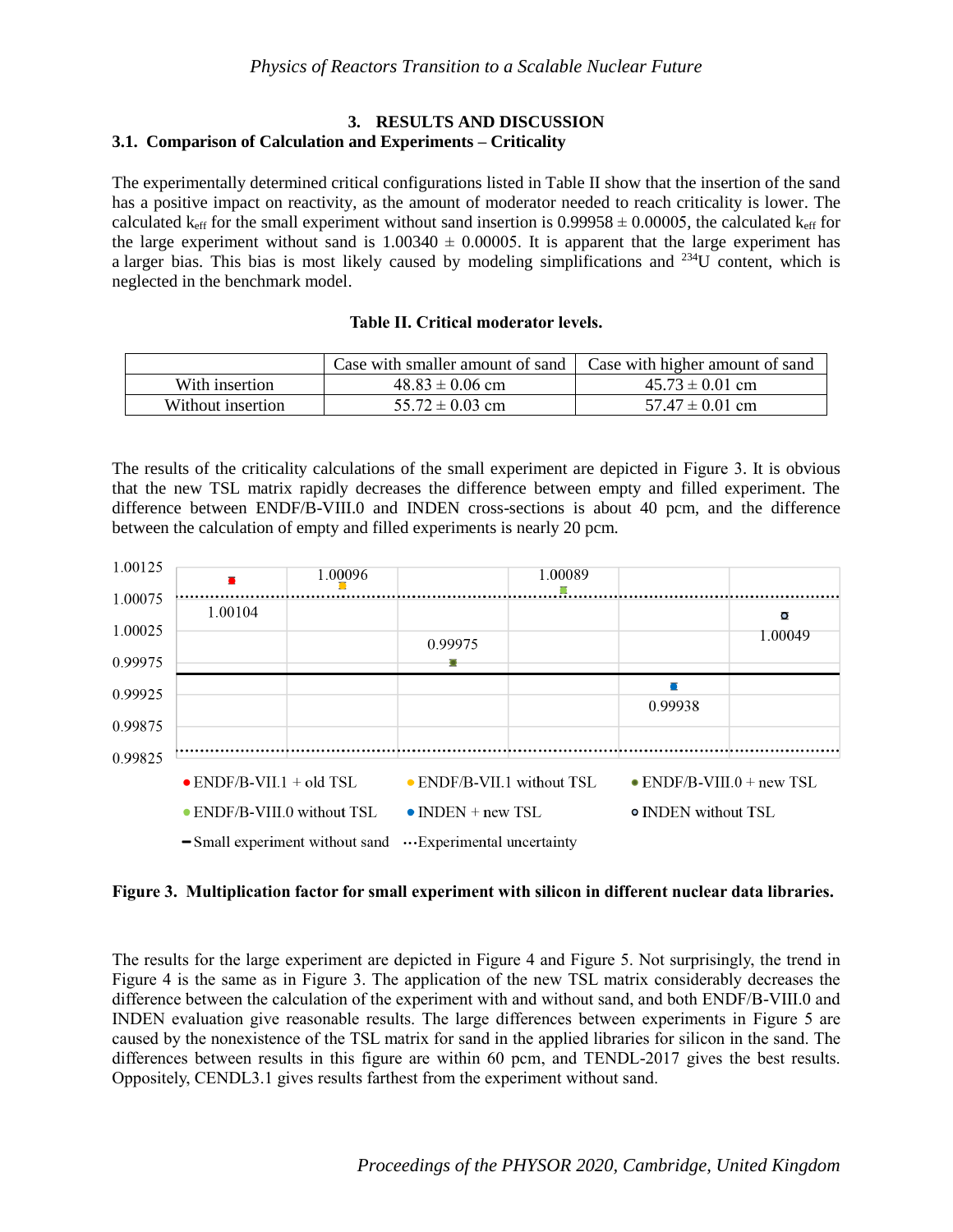## 3. RESULTS AND DISCUSSION

### 3.1. Comparison of Calculation and Experiments – Criticality

The experimentally determined critical configurations listed in Table II show that the insertion of the sand has a positive impact on reactivity, as the amount of moderator needed to reach criticality is lower. The calculated $k_{eff}$ for the small experiment without sand insertion is $0.99958 \pm 0.00005$, the calculated $k_{eff}$ for the large experiment without sand is $1.00340 \pm 0.00005$. It is apparent that the large experiment has a larger bias. This bias is most likely caused by modeling simplifications and $^{234}U$ content, which is neglected in the benchmark model.

**Table II. Critical moderator levels.**

| | Case with smaller amount of sand | Case with higher amount of sand |
|---|---|---|
| With insertion | $48.83 \pm 0.06$ cm | $45.73 \pm 0.01$ cm |
| Without insertion | $55.72 \pm 0.03$ cm | $57.47 \pm 0.01$ cm |

The results of the criticality calculations of the small experiment are depicted in Figure 3. It is obvious that the new TSL matrix rapidly decreases the difference between empty and filled experiment. The difference between ENDF/B-VIII.0 and INDEN cross-sections is about 40 pcm, and the difference between the calculation of empty and filled experiments is nearly 20 pcm.

**Figure 3. Multiplication factor for small experiment with silicon in different nuclear data libraries.**

The results for the large experiment are depicted in Figure 4 and Figure 5. Not surprisingly, the trend in Figure 4 is the same as in Figure 3. The application of the new TSL matrix considerably decreases the difference between the calculation of the experiment with and without sand, and both ENDF/B-VIII.0 and INDEN evaluation give reasonable results. The large differences between experiments in Figure 5 are caused by the nonexistence of the TSL matrix for sand in the applied libraries for silicon in the sand. The differences between results in this figure are within 60 pcm, and TENDL-2017 gives the best results. Oppositely, CENDL3.1 gives results farthest from the experiment without sand.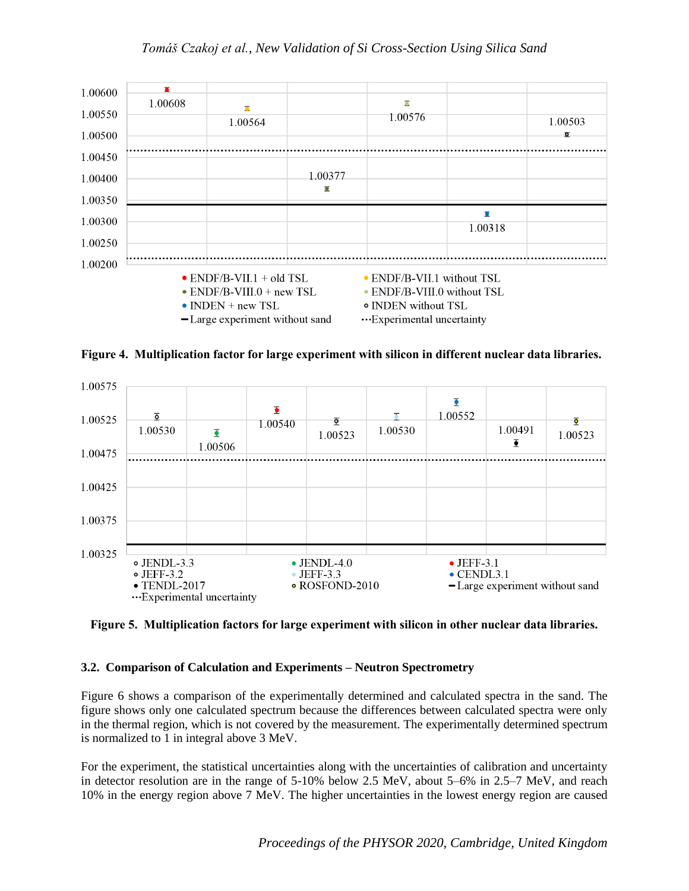**Figure 4. Multiplication factor for large experiment with silicon in different nuclear data libraries.**

**Figure 5. Multiplication factors for large experiment with silicon in other nuclear data libraries.**

### 3.2. Comparison of Calculation and Experiments – Neutron Spectrometry

Figure 6 shows a comparison of the experimentally determined and calculated spectra in the sand. The figure shows only one calculated spectrum because the differences between calculated spectra were only in the thermal region, which is not covered by the measurement. The experimentally determined spectrum is normalized to 1 in integral above 3 MeV.

For the experiment, the statistical uncertainties along with the uncertainties of calibration and uncertainty in detector resolution are in the range of 5-10% below 2.5 MeV, about 5–6% in 2.5–7 MeV, and reach 10% in the energy region above 7 MeV. The higher uncertainties in the lowest energy region are caused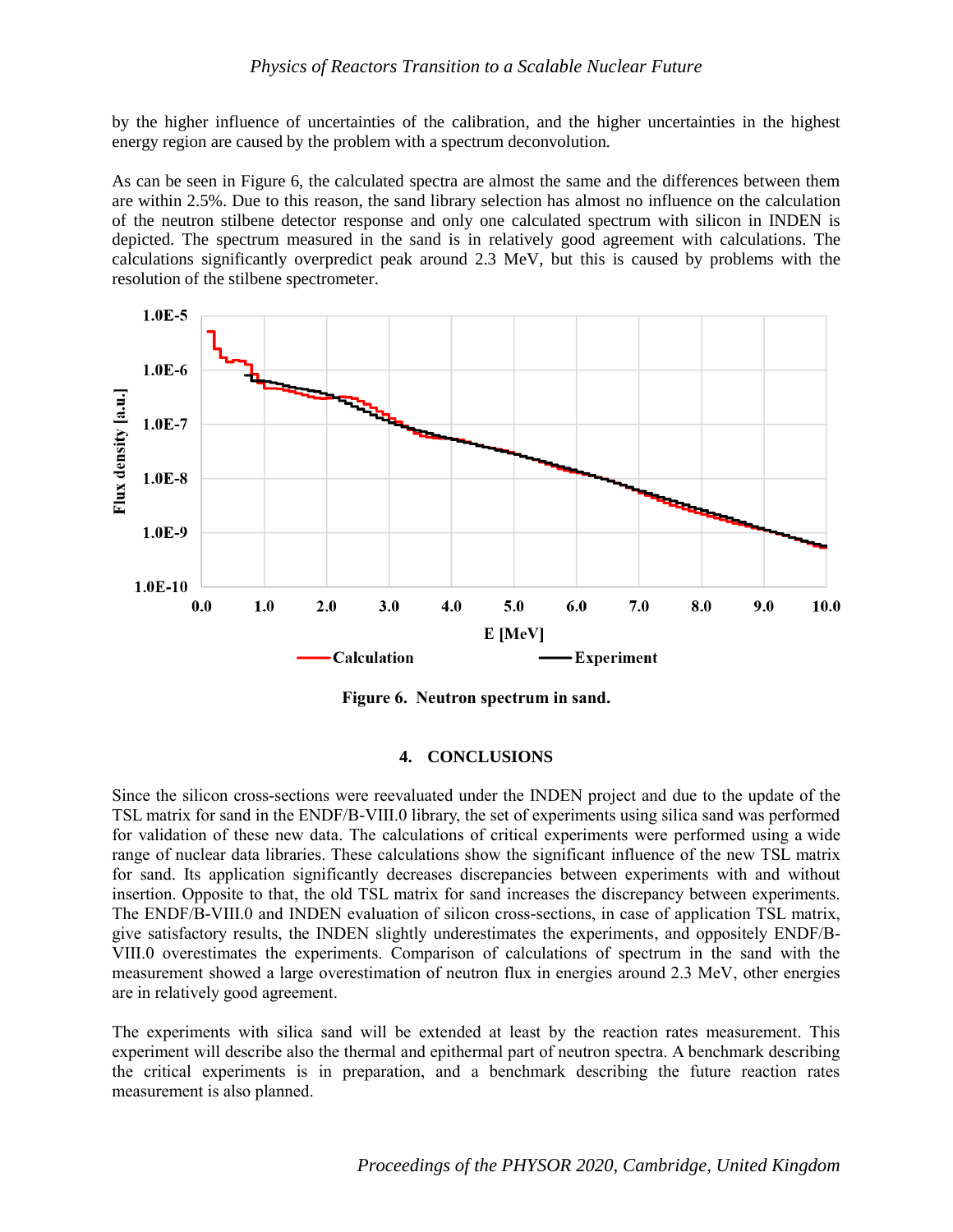by the higher influence of uncertainties of the calibration, and the higher uncertainties in the highest energy region are caused by the problem with a spectrum deconvolution.

As can be seen in Figure 6, the calculated spectra are almost the same and the differences between them are within 2.5%. Due to this reason, the sand library selection has almost no influence on the calculation of the neutron stilbene detector response and only one calculated spectrum with silicon in INDEN is depicted. The spectrum measured in the sand is in relatively good agreement with calculations. The calculations significantly overpredict peak around 2.3 MeV, but this is caused by problems with the resolution of the stilbene spectrometer.

**Figure 6. Neutron spectrum in sand.**

## 4. CONCLUSIONS

Since the silicon cross-sections were reevaluated under the INDEN project and due to the update of the TSL matrix for sand in the ENDF/B-VIII.0 library, the set of experiments using silica sand was performed for validation of these new data. The calculations of critical experiments were performed using a wide range of nuclear data libraries. These calculations show the significant influence of the new TSL matrix for sand. Its application significantly decreases discrepancies between experiments with and without insertion. Opposite to that, the old TSL matrix for sand increases the discrepancy between experiments. The ENDF/B-VIII.0 and INDEN evaluation of silicon cross-sections, in case of application TSL matrix, give satisfactory results, the INDEN slightly underestimates the experiments, and oppositely ENDF/B-VIII.0 overestimates the experiments. Comparison of calculations of spectrum in the sand with the measurement showed a large overestimation of neutron flux in energies around 2.3 MeV, other energies are in relatively good agreement.

The experiments with silica sand will be extended at least by the reaction rates measurement. This experiment will describe also the thermal and epithermal part of neutron spectra. A benchmark describing the critical experiments is in preparation, and a benchmark describing the future reaction rates measurement is also planned.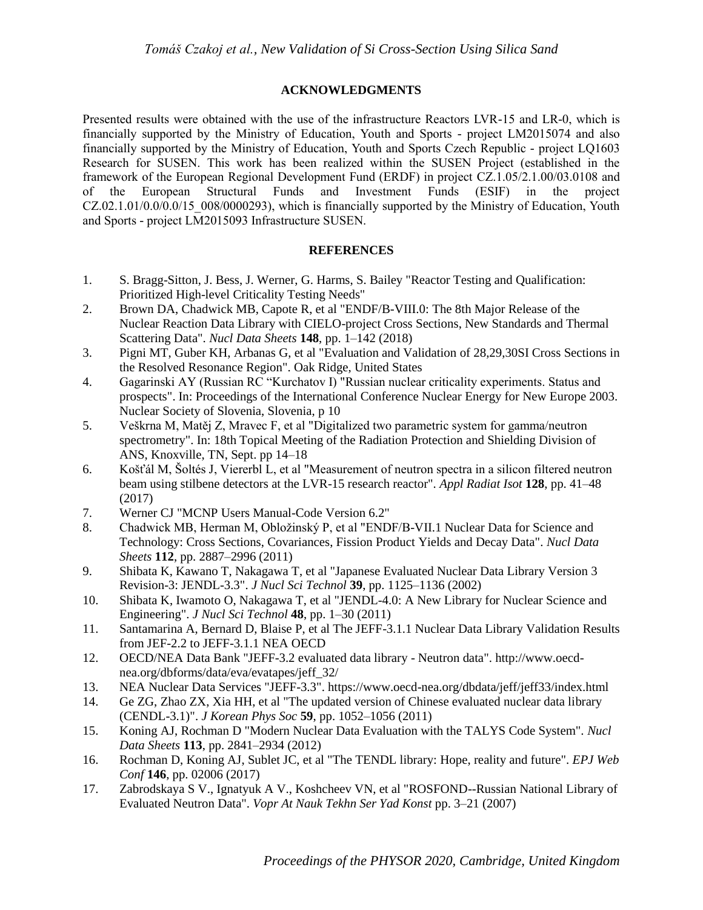## ACKNOWLEDGMENTS

Presented results were obtained with the use of the infrastructure Reactors LVR-15 and LR-0, which is financially supported by the Ministry of Education, Youth and Sports - project LM2015074 and also financially supported by the Ministry of Education, Youth and Sports Czech Republic - project LQ1603 Research for SUSEN. This work has been realized within the SUSEN Project (established in the framework of the European Regional Development Fund (ERDF) in project CZ.1.05/2.1.00/03.0108 and of the European Structural Funds and Investment Funds (ESIF) in the project CZ.02.1.01/0.0/0.0/15_008/0000293), which is financially supported by the Ministry of Education, Youth and Sports - project LM2015093 Infrastructure SUSEN.

## REFERENCES

1. S. Bragg-Sitton, J. Bess, J. Werner, G. Harms, S. Bailey "Reactor Testing and Qualification: Prioritized High-level Criticality Testing Needs"
2. Brown DA, Chadwick MB, Capote R, et al "ENDF/B-VIII.0: The 8th Major Release of the Nuclear Reaction Data Library with CIELO-project Cross Sections, New Standards and Thermal Scattering Data". *Nucl Data Sheets* **148**, pp. 1–142 (2018)
3. Pigni MT, Guber KH, Arbanas G, et al "Evaluation and Validation of 28,29,30SI Cross Sections in the Resolved Resonance Region". Oak Ridge, United States
4. Gagarinski AY (Russian RC "Kurchatov I) "Russian nuclear criticality experiments. Status and prospects". In: Proceedings of the International Conference Nuclear Energy for New Europe 2003. Nuclear Society of Slovenia, Slovenia, p 10
5. Veškrna M, Matěj Z, Mravec F, et al "Digitalized two parametric system for gamma/neutron spectrometry". In: 18th Topical Meeting of the Radiation Protection and Shielding Division of ANS, Knoxville, TN, Sept. pp 14–18
6. Košťál M, Šoltés J, Viererbl L, et al "Measurement of neutron spectra in a silicon filtered neutron beam using stilbene detectors at the LVR-15 research reactor". *Appl Radiat Isot* **128**, pp. 41–48 (2017)
7. Werner CJ "MCNP Users Manual-Code Version 6.2"
8. Chadwick MB, Herman M, Obložinský P, et al "ENDF/B-VII.1 Nuclear Data for Science and Technology: Cross Sections, Covariances, Fission Product Yields and Decay Data". *Nucl Data Sheets* **112**, pp. 2887–2996 (2011)
9. Shibata K, Kawano T, Nakagawa T, et al "Japanese Evaluated Nuclear Data Library Version 3 Revision-3: JENDL-3.3". *J Nucl Sci Technol* **39**, pp. 1125–1136 (2002)
10. Shibata K, Iwamoto O, Nakagawa T, et al "JENDL-4.0: A New Library for Nuclear Science and Engineering". *J Nucl Sci Technol* **48**, pp. 1–30 (2011)
11. Santamarina A, Bernard D, Blaise P, et al The JEFF-3.1.1 Nuclear Data Library Validation Results from JEF-2.2 to JEFF-3.1.1 NEA OECD
12. OECD/NEA Data Bank "JEFF-3.2 evaluated data library - Neutron data". http://www.oecd-nea.org/dbforms/data/eva/evatapes/jeff_32/
13. NEA Nuclear Data Services "JEFF-3.3". https://www.oecd-nea.org/dbdata/jeff/jeff33/index.html
14. Ge ZG, Zhao ZX, Xia HH, et al "The updated version of Chinese evaluated nuclear data library (CENDL-3.1)". *J Korean Phys Soc* **59**, pp. 1052–1056 (2011)
15. Koning AJ, Rochman D "Modern Nuclear Data Evaluation with the TALYS Code System". *Nucl Data Sheets* **113**, pp. 2841–2934 (2012)
16. Rochman D, Koning AJ, Sublet JC, et al "The TENDL library: Hope, reality and future". *EPJ Web Conf* **146**, pp. 02006 (2017)
17. Zabrodskaya S V., Ignatyuk A V., Koshcheev VN, et al "ROSFOND--Russian National Library of Evaluated Neutron Data". *Vopr At Nauk Tekhn Ser Yad Konst* pp. 3–21 (2007)